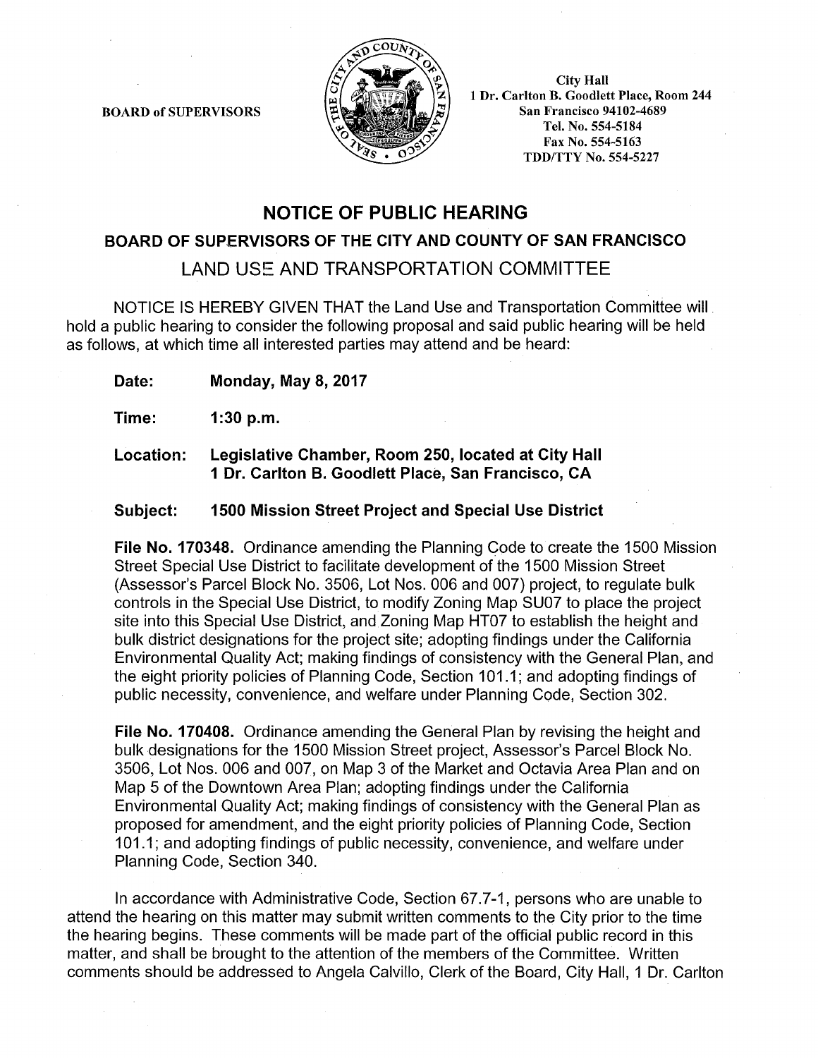BOARD of SUPERVISORS

City Hall
1 Dr. Carlton B. Goodlett Place, Room 244
San Francisco 94102-4689
Tel. No. 554-5184
Fax No. 554-5163
TDD/TTY No. 554-5227

# NOTICE OF PUBLIC HEARING

## BOARD OF SUPERVISORS OF THE CITY AND COUNTY OF SAN FRANCISCO

## LAND USE AND TRANSPORTATION COMMITTEE

NOTICE IS HEREBY GIVEN THAT the Land Use and Transportation Committee will hold a public hearing to consider the following proposal and said public hearing will be held as follows, at which time all interested parties may attend and be heard:

**Date:** **Monday, May 8, 2017**

**Time:** **1:30 p.m.**

**Location:** **Legislative Chamber, Room 250, located at City Hall 1 Dr. Carlton B. Goodlett Place, San Francisco, CA**

**Subject:** **1500 Mission Street Project and Special Use District**

**File No. 170348.** Ordinance amending the Planning Code to create the 1500 Mission Street Special Use District to facilitate development of the 1500 Mission Street (Assessor's Parcel Block No. 3506, Lot Nos. 006 and 007) project, to regulate bulk controls in the Special Use District, to modify Zoning Map SU07 to place the project site into this Special Use District, and Zoning Map HT07 to establish the height and bulk district designations for the project site; adopting findings under the California Environmental Quality Act; making findings of consistency with the General Plan, and the eight priority policies of Planning Code, Section 101.1; and adopting findings of public necessity, convenience, and welfare under Planning Code, Section 302.

**File No. 170408.** Ordinance amending the General Plan by revising the height and bulk designations for the 1500 Mission Street project, Assessor's Parcel Block No. 3506, Lot Nos. 006 and 007, on Map 3 of the Market and Octavia Area Plan and on Map 5 of the Downtown Area Plan; adopting findings under the California Environmental Quality Act; making findings of consistency with the General Plan as proposed for amendment, and the eight priority policies of Planning Code, Section 101.1; and adopting findings of public necessity, convenience, and welfare under Planning Code, Section 340.

In accordance with Administrative Code, Section 67.7-1, persons who are unable to attend the hearing on this matter may submit written comments to the City prior to the time the hearing begins. These comments will be made part of the official public record in this matter, and shall be brought to the attention of the members of the Committee. Written comments should be addressed to Angela Calvillo, Clerk of the Board, City Hall, 1 Dr. Carlton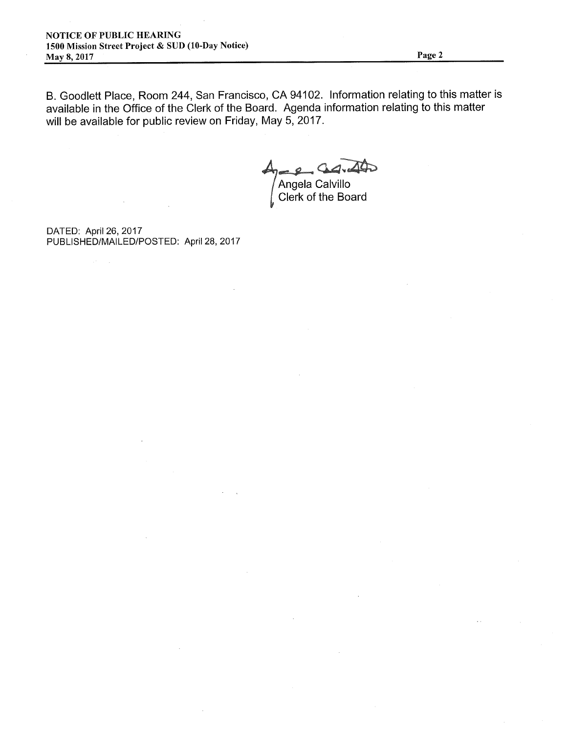B. Goodlett Place, Room 244, San Francisco, CA 94102. Information relating to this matter is available in the Office of the Clerk of the Board. Agenda information relating to this matter will be available for public review on Friday, May 5, 2017.

Angela Calvillo
Clerk of the Board

DATED: April 26, 2017
PUBLISHED/MAILED/POSTED: April 28, 2017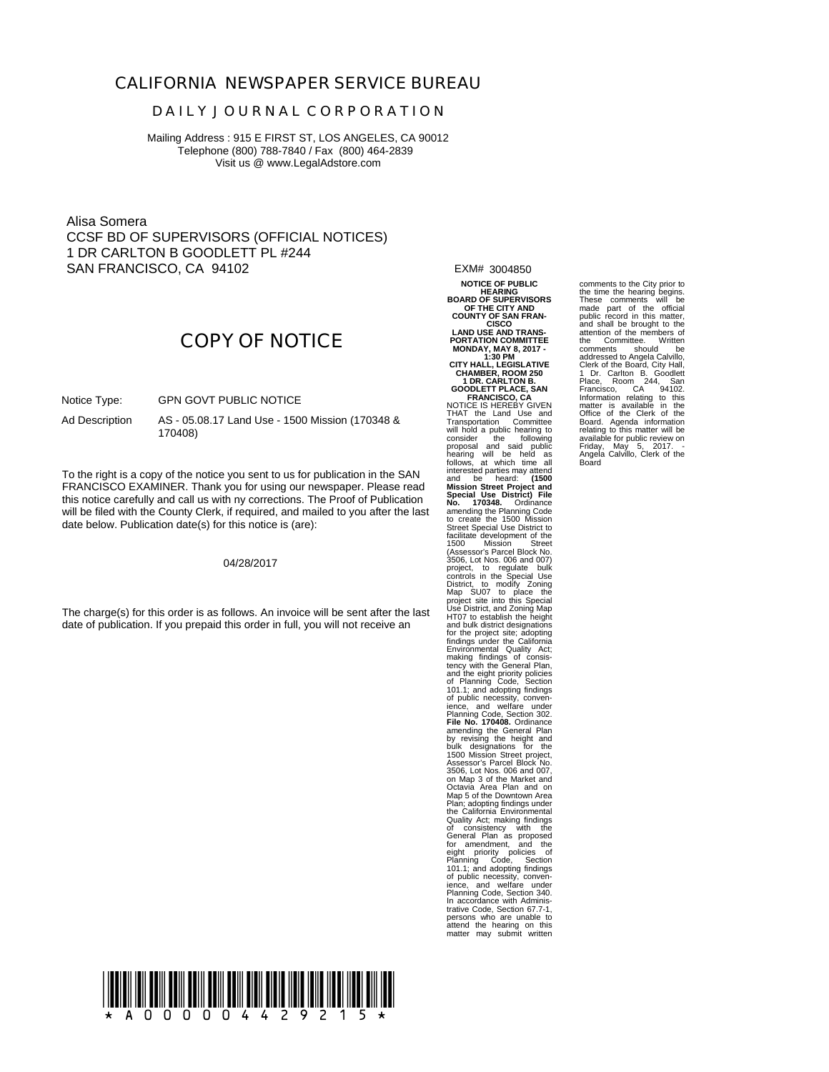# CALIFORNIA NEWSPAPER SERVICE BUREAU

## DAILY JOURNAL CORPORATION

Mailing Address : 915 E FIRST ST, LOS ANGELES, CA 90012
Telephone (800) 788-7840 / Fax (800) 464-2839
Visit us @ www.LegalAdstore.com

Alisa Somera
CCSF BD OF SUPERVISORS (OFFICIAL NOTICES)
1 DR CARLTON B GOODLETT PL #244
SAN FRANCISCO, CA 94102

## COPY OF NOTICE

Notice Type: GPN GOVT PUBLIC NOTICE

Ad Description: AS - 05.08.17 Land Use - 1500 Mission (170348 & 170408)

To the right is a copy of the notice you sent to us for publication in the SAN FRANCISCO EXAMINER. Thank you for using our newspaper. Please read this notice carefully and call us with ny corrections. The Proof of Publication will be filed with the County Clerk, if required, and mailed to you after the last date below. Publication date(s) for this notice is (are):

04/28/2017

The charge(s) for this order is as follows. An invoice will be sent after the last date of publication. If you prepaid this order in full, you will not receive an

EXM# 3004850

**NOTICE OF PUBLIC HEARING**
**BOARD OF SUPERVISORS OF THE CITY AND COUNTY OF SAN FRANCISCO**
**LAND USE AND TRANSPORTATION COMMITTEE**
**MONDAY, MAY 8, 2017 - 1:30 PM**
**CITY HALL, LEGISLATIVE CHAMBER, ROOM 250**
**1 DR. CARLTON B. GOODLETT PLACE, SAN FRANCISCO, CA**

NOTICE IS HEREBY GIVEN THAT the Land Use and Transportation Committee will hold a public hearing to consider the following proposal and said public hearing will be held as follows, at which time all interested parties may attend and be heard: **(1500 Mission Street Project and Special Use District) File No. 170348.** Ordinance amending the Planning Code to create the 1500 Mission Street Special Use District to facilitate development of the 1500 Mission Street (Assessor's Parcel Block No. 3506, Lot Nos. 006 and 007) project, to regulate bulk controls in the Special Use District, to modify Zoning Map SU07 to place the project site into this Special Use District, and Zoning Map HT07 to establish the height and bulk district designations for the project site; adopting findings under the California Environmental Quality Act; making findings of consistency with the General Plan, and the eight priority policies of Planning Code, Section 101.1; and adopting findings of public necessity, convenience, and welfare under Planning Code, Section 302. **File No. 170408.** Ordinance amending the General Plan by revising the height and bulk designations for the 1500 Mission Street project, Assessor's Parcel Block No. 3506, Lot Nos. 006 and 007, on Map 3 of the Market and Octavia Area Plan and on Map 5 of the Downtown Area Plan; adopting findings under the California Environmental Quality Act; making findings of consistency with the General Plan as proposed for amendment, and the eight priority policies of Planning Code, Section 101.1; and adopting findings of public necessity, convenience, and welfare under Planning Code, Section 340. In accordance with Administrative Code, Section 67.7-1, persons who are unable to attend the hearing on this matter may submit written comments to the City prior to the time the hearing begins. These comments will be made part of the official public record in this matter, and shall be brought to the attention of the members of the Committee. Written comments should be addressed to Angela Calvillo, Clerk of the Board, City Hall, 1 Dr. Carlton B. Goodlett Place, Room 244, San Francisco, CA 94102. Information relating to this matter is available in the Office of the Clerk of the Board. Agenda information relating to this matter will be available for public review on Friday, May 5, 2017. - Angela Calvillo, Clerk of the Board

\* A 0 0 0 0 0 4 4 2 9 2 1 5 \*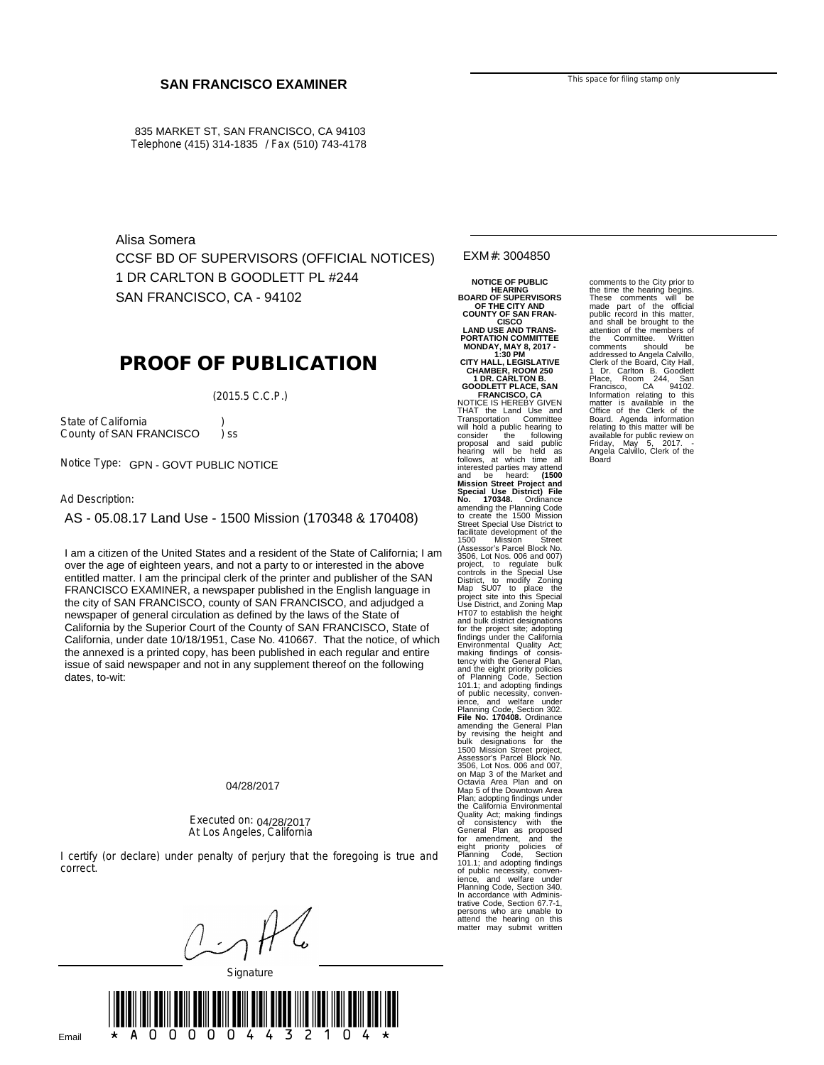**SAN FRANCISCO EXAMINER**

835 MARKET ST, SAN FRANCISCO, CA 94103
Telephone (415) 314-1835 / Fax (510) 743-4178

This space for filing stamp only

Alisa Somera
CCSF BD OF SUPERVISORS (OFFICIAL NOTICES)
1 DR CARLTON B GOODLETT PL #244
SAN FRANCISCO, CA - 94102

EXM#: 3004850

# PROOF OF PUBLICATION

(2015.5 C.C.P.)

State of California )
County of SAN FRANCISCO ) ss

Notice Type: GPN - GOVT PUBLIC NOTICE

Ad Description:

AS - 05.08.17 Land Use - 1500 Mission (170348 & 170408)

I am a citizen of the United States and a resident of the State of California; I am over the age of eighteen years, and not a party to or interested in the above entitled matter. I am the principal clerk of the printer and publisher of the SAN FRANCISCO EXAMINER, a newspaper published in the English language in the city of SAN FRANCISCO, county of SAN FRANCISCO, and adjudged a newspaper of general circulation as defined by the laws of the State of California by the Superior Court of the County of SAN FRANCISCO, State of California, under date 10/18/1951, Case No. 410667. That the notice, of which the annexed is a printed copy, has been published in each regular and entire issue of said newspaper and not in any supplement thereof on the following dates, to-wit:

04/28/2017

Executed on: 04/28/2017
At Los Angeles, California

I certify (or declare) under penalty of perjury that the foregoing is true and correct.

Signature

Email

\* A 0 0 0 0 0 4 4 3 2 1 0 4 \*

**NOTICE OF PUBLIC HEARING**
**BOARD OF SUPERVISORS OF THE CITY AND COUNTY OF SAN FRANCISCO**
**LAND USE AND TRANSPORTATION COMMITTEE**
**MONDAY, MAY 8, 2017 - 1:30 PM**
**CITY HALL, LEGISLATIVE CHAMBER, ROOM 250**
**1 DR. CARLTON B. GOODLETT PLACE, SAN FRANCISCO, CA**

NOTICE IS HEREBY GIVEN THAT the Land Use and Transportation Committee will hold a public hearing to consider the following proposal and said public hearing will be held as follows, at which time all interested parties may attend and be heard: **(1500 Mission Street Project and Special Use District) File No. 170348.** Ordinance amending the Planning Code to create the 1500 Mission Street Special Use District to facilitate development of the 1500 Mission Street (Assessor's Parcel Block No. 3506, Lot Nos. 006 and 007) project, to regulate bulk controls in the Special Use District, to modify Zoning Map SU07 to place the project site into this Special Use District, and Zoning Map HT07 to establish the height and bulk district designations for the project site; adopting findings under the California Environmental Quality Act; making findings of consistency with the General Plan, and the eight priority policies of Planning Code, Section 101.1; and adopting findings of public necessity, convenience, and welfare under Planning Code, Section 302. **File No. 170408.** Ordinance amending the General Plan by revising the height and bulk designations for the 1500 Mission Street project, Assessor's Parcel Block No. 3506, Lot Nos. 006 and 007, on Map 3 of the Market and Octavia Area Plan and on Map 5 of the Downtown Area Plan; adopting findings under the California Environmental Quality Act; making findings of consistency with the General Plan as proposed for amendment, and the eight priority policies of Planning Code, Section 101.1; and adopting findings of public necessity, convenience, and welfare under Planning Code, Section 340. In accordance with Administrative Code, Section 67.7-1, persons who are unable to attend the hearing on this matter may submit written comments to the City prior to the time the hearing begins. These comments will be made part of the official public record in this matter, and shall be brought to the attention of the members of the Committee. Written comments should be addressed to Angela Calvillo, Clerk of the Board, City Hall, 1 Dr. Carlton B. Goodlett Place, Room 244, San Francisco, CA 94102. Information relating to this matter is available in the Office of the Clerk of the Board. Agenda information relating to this matter will be available for public review on Friday, May 5, 2017. - Angela Calvillo, Clerk of the Board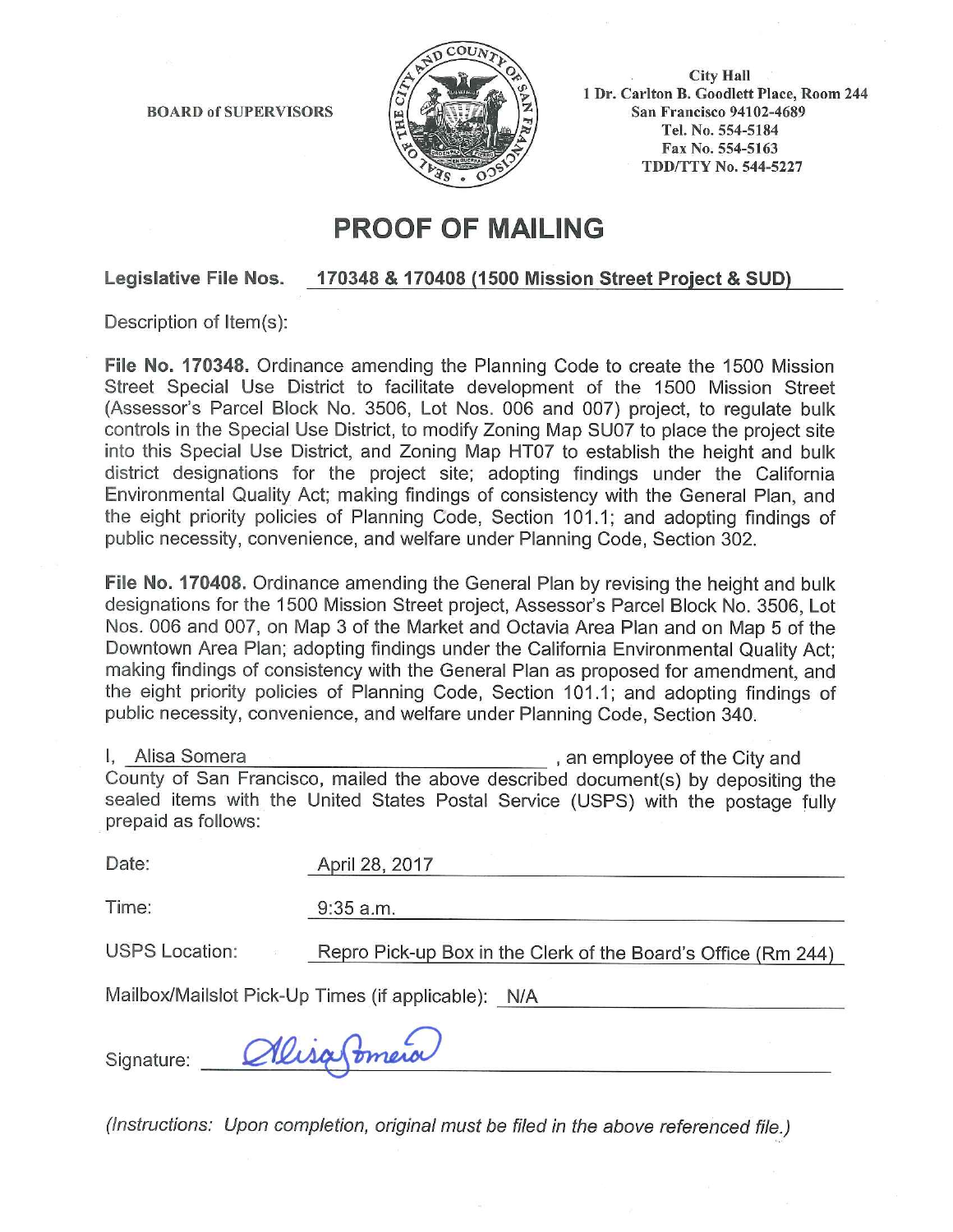BOARD of SUPERVISORS

City Hall
1 Dr. Carlton B. Goodlett Place, Room 244
San Francisco 94102-4689
Tel. No. 554-5184
Fax No. 554-5163
TDD/TTY No. 544-5227

# PROOF OF MAILING

**Legislative File Nos.** 170348 & 170408 (1500 Mission Street Project & SUD)

Description of Item(s):

**File No. 170348.** Ordinance amending the Planning Code to create the 1500 Mission Street Special Use District to facilitate development of the 1500 Mission Street (Assessor's Parcel Block No. 3506, Lot Nos. 006 and 007) project, to regulate bulk controls in the Special Use District, to modify Zoning Map SU07 to place the project site into this Special Use District, and Zoning Map HT07 to establish the height and bulk district designations for the project site; adopting findings under the California Environmental Quality Act; making findings of consistency with the General Plan, and the eight priority policies of Planning Code, Section 101.1; and adopting findings of public necessity, convenience, and welfare under Planning Code, Section 302.

**File No. 170408.** Ordinance amending the General Plan by revising the height and bulk designations for the 1500 Mission Street project, Assessor's Parcel Block No. 3506, Lot Nos. 006 and 007, on Map 3 of the Market and Octavia Area Plan and on Map 5 of the Downtown Area Plan; adopting findings under the California Environmental Quality Act; making findings of consistency with the General Plan as proposed for amendment, and the eight priority policies of Planning Code, Section 101.1; and adopting findings of public necessity, convenience, and welfare under Planning Code, Section 340.

I, Alisa Somera, an employee of the City and County of San Francisco, mailed the above described document(s) by depositing the sealed items with the United States Postal Service (USPS) with the postage fully prepaid as follows:

Date: April 28, 2017

Time: 9:35 a.m.

USPS Location: Repro Pick-up Box in the Clerk of the Board's Office (Rm 244)

Mailbox/Mailslot Pick-Up Times (if applicable): N/A

Signature: Alisa Somera

*(Instructions: Upon completion, original must be filed in the above referenced file.)*